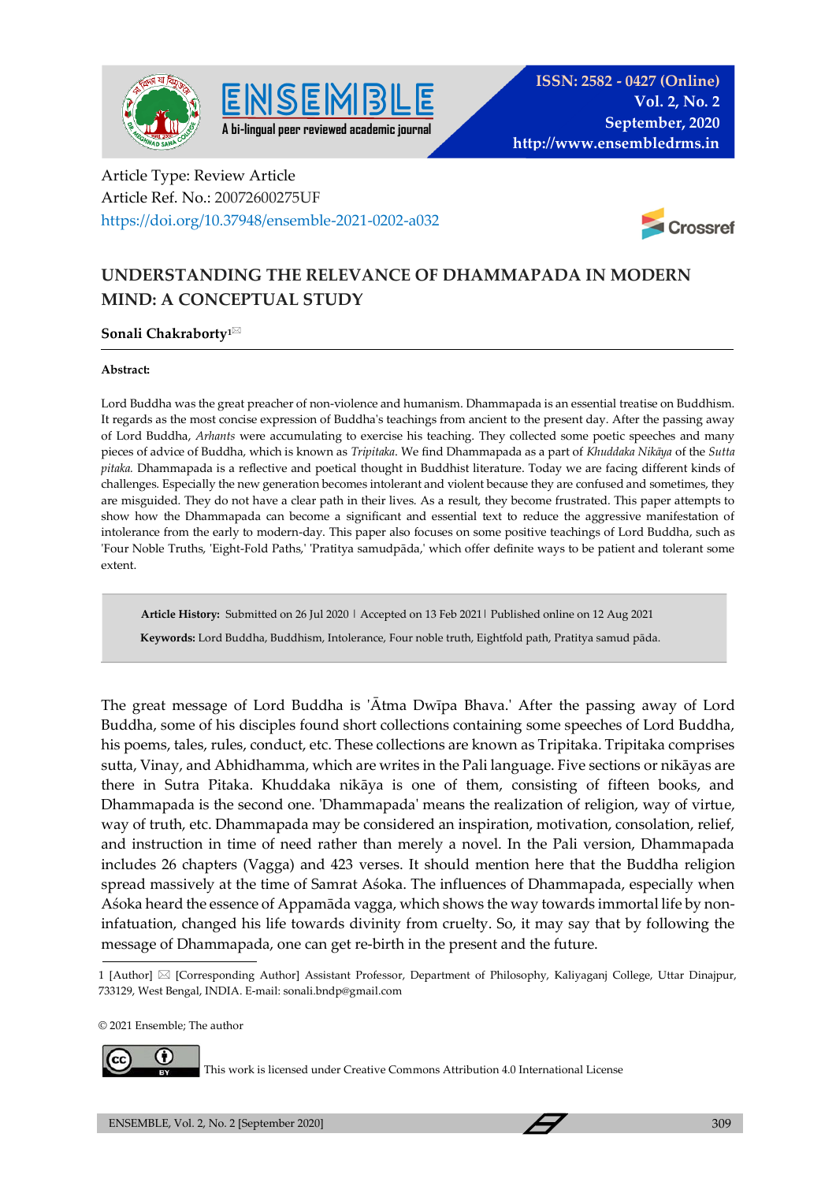Article Type: Review Article
Article Ref. No.: 20072600275UF
https://doi.org/10.37948/ensemble-2021-0202-a032

# UNDERSTANDING THE RELEVANCE OF DHAMMAPADA IN MODERN MIND: A CONCEPTUAL STUDY

**Sonali Chakraborty**[1]

**Abstract:**

Lord Buddha was the great preacher of non-violence and humanism. Dhammapada is an essential treatise on Buddhism. It regards as the most concise expression of Buddha's teachings from ancient to the present day. After the passing away of Lord Buddha, *Arhants* were accumulating to exercise his teaching. They collected some poetic speeches and many pieces of advice of Buddha, which is known as *Tripitaka*. We find Dhammapada as a part of *Khuddaka Nikāya* of the *Sutta pitaka.* Dhammapada is a reflective and poetical thought in Buddhist literature. Today we are facing different kinds of challenges. Especially the new generation becomes intolerant and violent because they are confused and sometimes, they are misguided. They do not have a clear path in their lives. As a result, they become frustrated. This paper attempts to show how the Dhammapada can become a significant and essential text to reduce the aggressive manifestation of intolerance from the early to modern-day. This paper also focuses on some positive teachings of Lord Buddha, such as 'Four Noble Truths, 'Eight-Fold Paths,' 'Pratitya samudpāda,' which offer definite ways to be patient and tolerant some extent.

**Article History:** Submitted on 26 Jul 2020 | Accepted on 13 Feb 2021 | Published online on 12 Aug 2021

**Keywords:** Lord Buddha, Buddhism, Intolerance, Four noble truth, Eightfold path, Pratitya samud pāda.

The great message of Lord Buddha is 'Ātma Dwīpa Bhava.' After the passing away of Lord Buddha, some of his disciples found short collections containing some speeches of Lord Buddha, his poems, tales, rules, conduct, etc. These collections are known as Tripitaka. Tripitaka comprises sutta, Vinay, and Abhidhamma, which are writes in the Pali language. Five sections or nikāyas are there in Sutra Pitaka. Khuddaka nikāya is one of them, consisting of fifteen books, and Dhammapada is the second one. 'Dhammapada' means the realization of religion, way of virtue, way of truth, etc. Dhammapada may be considered an inspiration, motivation, consolation, relief, and instruction in time of need rather than merely a novel. In the Pali version, Dhammapada includes 26 chapters (Vagga) and 423 verses. It should mention here that the Buddha religion spread massively at the time of Samrat Aśoka. The influences of Dhammapada, especially when Aśoka heard the essence of Appamāda vagga, which shows the way towards immortal life by non-infatuation, changed his life towards divinity from cruelty. So, it may say that by following the message of Dhammapada, one can get re-birth in the present and the future.

---

1 [Author] [Corresponding Author] Assistant Professor, Department of Philosophy, Kaliyaganj College, Uttar Dinajpur, 733129, West Bengal, INDIA. E-mail: sonali.bndp@gmail.com

© 2021 Ensemble; The author

This work is licensed under Creative Commons Attribution 4.0 International License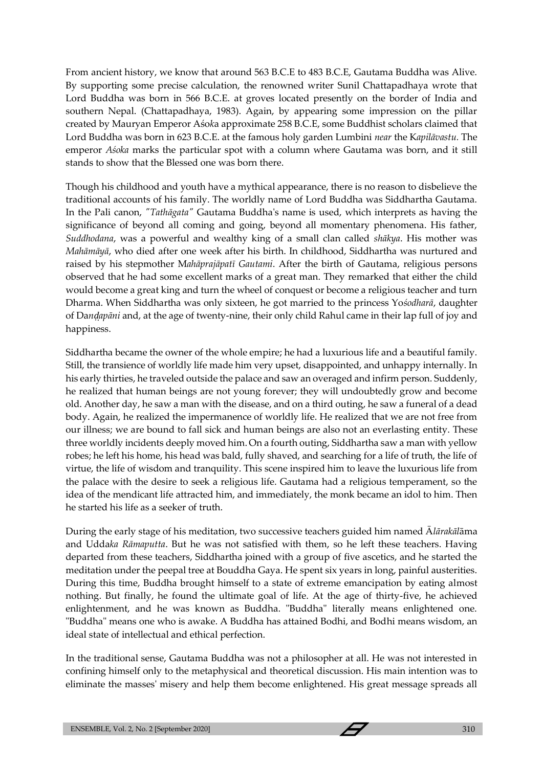From ancient history, we know that around 563 B.C.E to 483 B.C.E, Gautama Buddha was Alive. By supporting some precise calculation, the renowned writer Sunil Chattapadhaya wrote that Lord Buddha was born in 566 B.C.E. at groves located presently on the border of India and southern Nepal. (Chattapadhaya, 1983). Again, by appearing some impression on the pillar created by Mauryan Emperor Aś*oka* approximate 258 B.C.E, some Buddhist scholars claimed that Lord Buddha was born in 623 B.C.E. at the famous holy garden Lumbini *near* the K*apilāvastu*. The emperor *Aśoka* marks the particular spot with a column where Gautama was born, and it still stands to show that the Blessed one was born there.

Though his childhood and youth have a mythical appearance, there is no reason to disbelieve the traditional accounts of his family. The worldly name of Lord Buddha was Siddhartha Gautama. In the Pali canon, *"Tathāgata"* Gautama Buddha's name is used, which interprets as having the significance of beyond all coming and going, beyond all momentary phenomena. His father, *Suddhodana*, was a powerful and wealthy king of a small clan called *shākya*. His mother was *Mahāmāyā*, who died after one week after his birth. In childhood, Siddhartha was nurtured and raised by his stepmother M*ahāprajāpatī Gautami*. After the birth of Gautama, religious persons observed that he had some excellent marks of a great man. They remarked that either the child would become a great king and turn the wheel of conquest or become a religious teacher and turn Dharma. When Siddhartha was only sixteen, he got married to the princess Y*ośodharā*, daughter of Da*ṇḍapāni* and, at the age of twenty-nine, their only child Rahul came in their lap full of joy and happiness.

Siddhartha became the owner of the whole empire; he had a luxurious life and a beautiful family. Still, the transience of worldly life made him very upset, disappointed, and unhappy internally. In his early thirties, he traveled outside the palace and saw an overaged and infirm person. Suddenly, he realized that human beings are not young forever; they will undoubtedly grow and become old. Another day, he saw a man with the disease, and on a third outing, he saw a funeral of a dead body. Again, he realized the impermanence of worldly life. He realized that we are not free from our illness; we are bound to fall sick and human beings are also not an everlasting entity. These three worldly incidents deeply moved him. On a fourth outing, Siddhartha saw a man with yellow robes; he left his home, his head was bald, fully shaved, and searching for a life of truth, the life of virtue, the life of wisdom and tranquility. This scene inspired him to leave the luxurious life from the palace with the desire to seek a religious life. Gautama had a religious temperament, so the idea of the mendicant life attracted him, and immediately, the monk became an idol to him. Then he started his life as a seeker of truth.

During the early stage of his meditation, two successive teachers guided him named Ā*lārakāl*āma and Udda*ka Rāmaputta*. But he was not satisfied with them, so he left these teachers. Having departed from these teachers, Siddhartha joined with a group of five ascetics, and he started the meditation under the peepal tree at Bouddha Gaya. He spent six years in long, painful austerities. During this time, Buddha brought himself to a state of extreme emancipation by eating almost nothing. But finally, he found the ultimate goal of life. At the age of thirty-five, he achieved enlightenment, and he was known as Buddha. "Buddha" literally means enlightened one. "Buddha" means one who is awake. A Buddha has attained Bodhi, and Bodhi means wisdom, an ideal state of intellectual and ethical perfection.

In the traditional sense, Gautama Buddha was not a philosopher at all. He was not interested in confining himself only to the metaphysical and theoretical discussion. His main intention was to eliminate the masses' misery and help them become enlightened. His great message spreads all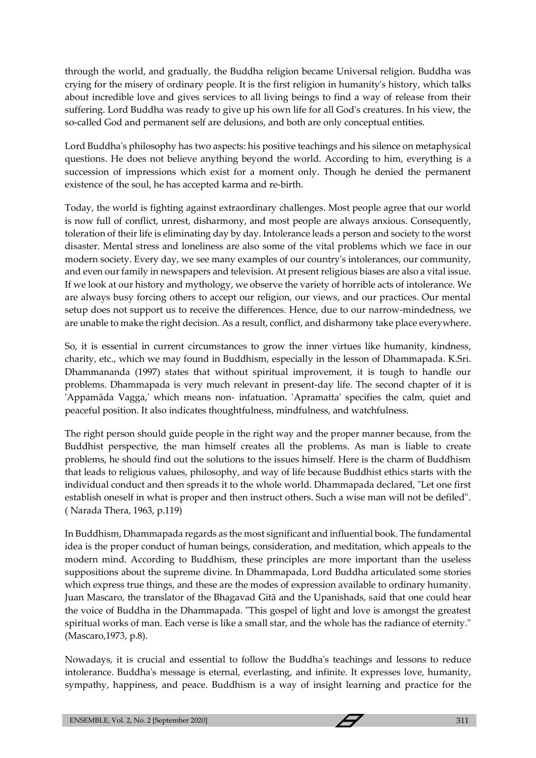through the world, and gradually, the Buddha religion became Universal religion. Buddha was crying for the misery of ordinary people. It is the first religion in humanity's history, which talks about incredible love and gives services to all living beings to find a way of release from their suffering. Lord Buddha was ready to give up his own life for all God's creatures. In his view, the so-called God and permanent self are delusions, and both are only conceptual entities.

Lord Buddha's philosophy has two aspects: his positive teachings and his silence on metaphysical questions. He does not believe anything beyond the world. According to him, everything is a succession of impressions which exist for a moment only. Though he denied the permanent existence of the soul, he has accepted karma and re-birth.

Today, the world is fighting against extraordinary challenges. Most people agree that our world is now full of conflict, unrest, disharmony, and most people are always anxious. Consequently, toleration of their life is eliminating day by day. Intolerance leads a person and society to the worst disaster. Mental stress and loneliness are also some of the vital problems which we face in our modern society. Every day, we see many examples of our country's intolerances, our community, and even our family in newspapers and television. At present religious biases are also a vital issue. If we look at our history and mythology, we observe the variety of horrible acts of intolerance. We are always busy forcing others to accept our religion, our views, and our practices. Our mental setup does not support us to receive the differences. Hence, due to our narrow-mindedness, we are unable to make the right decision. As a result, conflict, and disharmony take place everywhere.

So, it is essential in current circumstances to grow the inner virtues like humanity, kindness, charity, etc., which we may found in Buddhism, especially in the lesson of Dhammapada. K.Sri. Dhammananda (1997) states that without spiritual improvement, it is tough to handle our problems. Dhammapada is very much relevant in present-day life. The second chapter of it is 'Appamāda Vagga,' which means non- infatuation. 'Apramatta' specifies the calm, quiet and peaceful position. It also indicates thoughtfulness, mindfulness, and watchfulness.

The right person should guide people in the right way and the proper manner because, from the Buddhist perspective, the man himself creates all the problems. As man is liable to create problems, he should find out the solutions to the issues himself. Here is the charm of Buddhism that leads to religious values, philosophy, and way of life because Buddhist ethics starts with the individual conduct and then spreads it to the whole world. Dhammapada declared, "Let one first establish oneself in what is proper and then instruct others. Such a wise man will not be defiled". ( Narada Thera, 1963, p.119)

In Buddhism, Dhammapada regards as the most significant and influential book. The fundamental idea is the proper conduct of human beings, consideration, and meditation, which appeals to the modern mind. According to Buddhism, these principles are more important than the useless suppositions about the supreme divine. In Dhammapada, Lord Buddha articulated some stories which express true things, and these are the modes of expression available to ordinary humanity. Juan Mascaro, the translator of the Bhagavad Gitā and the Upanishads, said that one could hear the voice of Buddha in the Dhammapada. "This gospel of light and love is amongst the greatest spiritual works of man. Each verse is like a small star, and the whole has the radiance of eternity." (Mascaro,1973, p.8).

Nowadays, it is crucial and essential to follow the Buddha's teachings and lessons to reduce intolerance. Buddha's message is eternal, everlasting, and infinite. It expresses love, humanity, sympathy, happiness, and peace. Buddhism is a way of insight learning and practice for the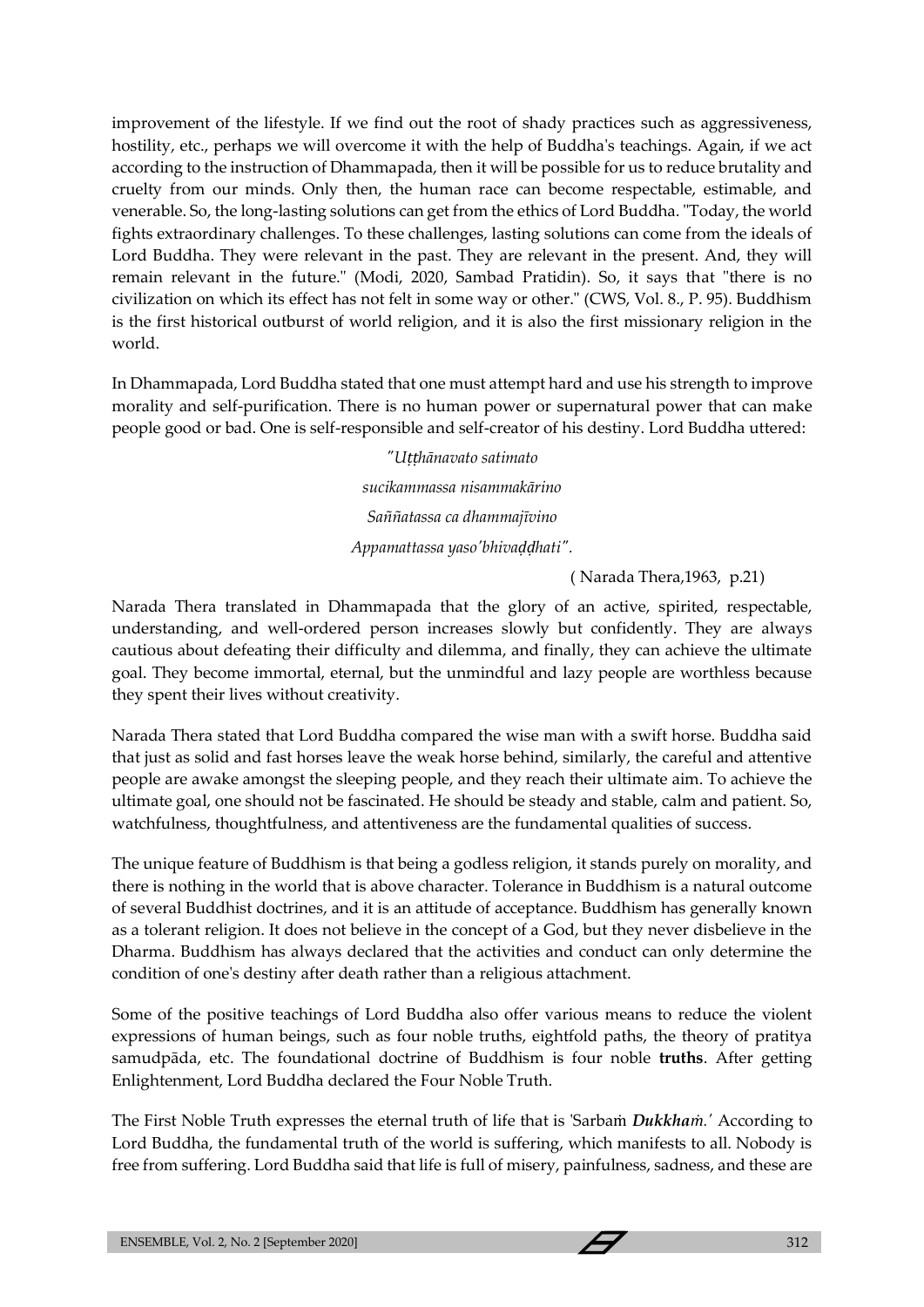improvement of the lifestyle. If we find out the root of shady practices such as aggressiveness, hostility, etc., perhaps we will overcome it with the help of Buddha's teachings. Again, if we act according to the instruction of Dhammapada, then it will be possible for us to reduce brutality and cruelty from our minds. Only then, the human race can become respectable, estimable, and venerable. So, the long-lasting solutions can get from the ethics of Lord Buddha. "Today, the world fights extraordinary challenges. To these challenges, lasting solutions can come from the ideals of Lord Buddha. They were relevant in the past. They are relevant in the present. And, they will remain relevant in the future." (Modi, 2020, Sambad Pratidin). So, it says that "there is no civilization on which its effect has not felt in some way or other." (CWS, Vol. 8., P. 95). Buddhism is the first historical outburst of world religion, and it is also the first missionary religion in the world.

In Dhammapada, Lord Buddha stated that one must attempt hard and use his strength to improve morality and self-purification. There is no human power or supernatural power that can make people good or bad. One is self-responsible and self-creator of his destiny. Lord Buddha uttered:

*"Uṭṭhānavato satimato*
*sucikammassa nisammakārino*
*Saññatassa ca dhammajīvino*
*Appamattassa yaso'bhivaḍḍhati".*

( Narada Thera,1963, p.21)

Narada Thera translated in Dhammapada that the glory of an active, spirited, respectable, understanding, and well-ordered person increases slowly but confidently. They are always cautious about defeating their difficulty and dilemma, and finally, they can achieve the ultimate goal. They become immortal, eternal, but the unmindful and lazy people are worthless because they spent their lives without creativity.

Narada Thera stated that Lord Buddha compared the wise man with a swift horse. Buddha said that just as solid and fast horses leave the weak horse behind, similarly, the careful and attentive people are awake amongst the sleeping people, and they reach their ultimate aim. To achieve the ultimate goal, one should not be fascinated. He should be steady and stable, calm and patient. So, watchfulness, thoughtfulness, and attentiveness are the fundamental qualities of success.

The unique feature of Buddhism is that being a godless religion, it stands purely on morality, and there is nothing in the world that is above character. Tolerance in Buddhism is a natural outcome of several Buddhist doctrines, and it is an attitude of acceptance. Buddhism has generally known as a tolerant religion. It does not believe in the concept of a God, but they never disbelieve in the Dharma. Buddhism has always declared that the activities and conduct can only determine the condition of one's destiny after death rather than a religious attachment.

Some of the positive teachings of Lord Buddha also offer various means to reduce the violent expressions of human beings, such as four noble truths, eightfold paths, the theory of pratitya samudpāda, etc. The foundational doctrine of Buddhism is four noble **truths**. After getting Enlightenment, Lord Buddha declared the Four Noble Truth.

The First Noble Truth expresses the eternal truth of life that is 'Sarbaṁ ***Dukkhaṁ.'*** According to Lord Buddha, the fundamental truth of the world is suffering, which manifests to all. Nobody is free from suffering. Lord Buddha said that life is full of misery, painfulness, sadness, and these are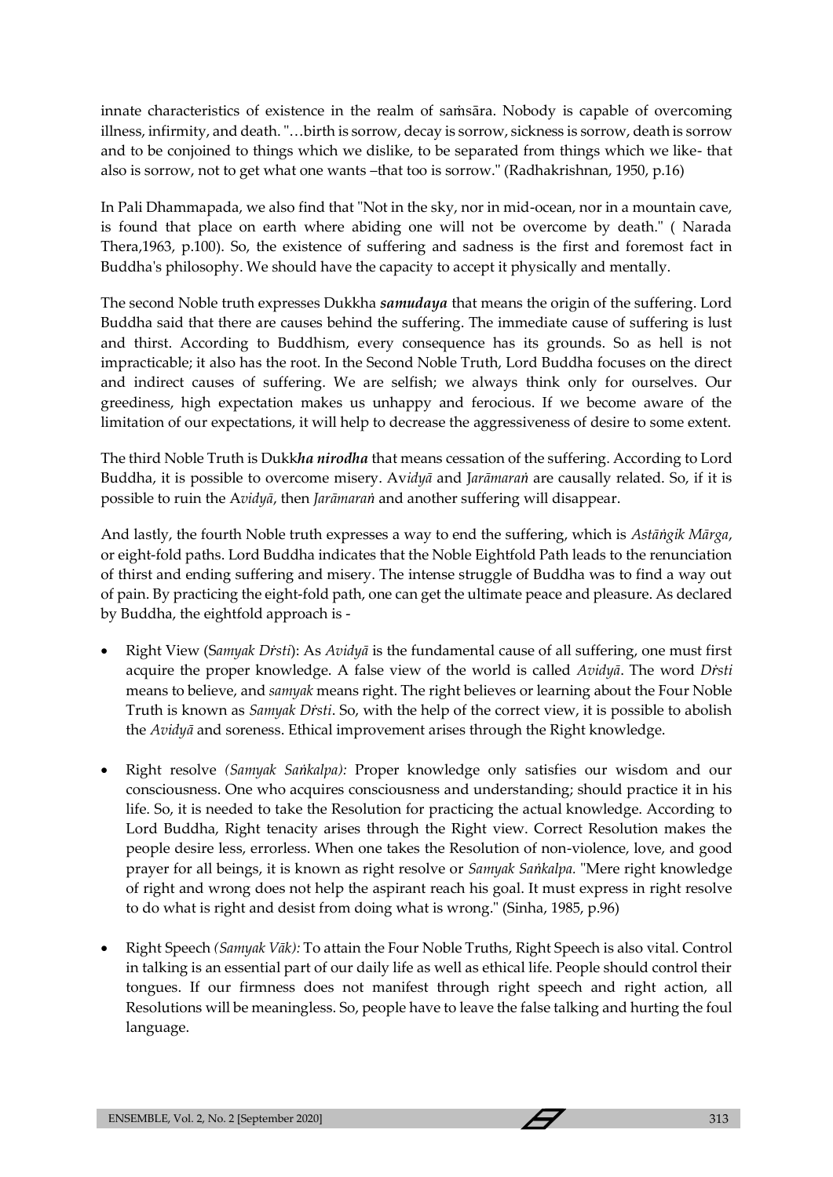innate characteristics of existence in the realm of saṁsāra. Nobody is capable of overcoming illness, infirmity, and death. "…birth is sorrow, decay is sorrow, sickness is sorrow, death is sorrow and to be conjoined to things which we dislike, to be separated from things which we like- that also is sorrow, not to get what one wants –that too is sorrow." (Radhakrishnan, 1950, p.16)

In Pali Dhammapada, we also find that "Not in the sky, nor in mid-ocean, nor in a mountain cave, is found that place on earth where abiding one will not be overcome by death." ( Narada Thera,1963, p.100). So, the existence of suffering and sadness is the first and foremost fact in Buddha's philosophy. We should have the capacity to accept it physically and mentally.

The second Noble truth expresses Dukkha ***samudaya*** that means the origin of the suffering. Lord Buddha said that there are causes behind the suffering. The immediate cause of suffering is lust and thirst. According to Buddhism, every consequence has its grounds. So as hell is not impracticable; it also has the root. In the Second Noble Truth, Lord Buddha focuses on the direct and indirect causes of suffering. We are selfish; we always think only for ourselves. Our greediness, high expectation makes us unhappy and ferocious. If we become aware of the limitation of our expectations, it will help to decrease the aggressiveness of desire to some extent.

The third Noble Truth is Dukk***ha nirodha*** that means cessation of the suffering. According to Lord Buddha, it is possible to overcome misery. Av*idyā* and J*arāmaraṅ* are causally related. So, if it is possible to ruin the A*vidyā*, then *Jarāmaraṅ* and another suffering will disappear.

And lastly, the fourth Noble truth expresses a way to end the suffering, which is *Astāṅgik Mārga*, or eight-fold paths. Lord Buddha indicates that the Noble Eightfold Path leads to the renunciation of thirst and ending suffering and misery. The intense struggle of Buddha was to find a way out of pain. By practicing the eight-fold path, one can get the ultimate peace and pleasure. As declared by Buddha, the eightfold approach is -

- Right View (S*amyak Dṙsti*): As *Avidyā* is the fundamental cause of all suffering, one must first acquire the proper knowledge. A false view of the world is called *Avidyā*. The word *Dṙsti* means to believe, and *samyak* means right. The right believes or learning about the Four Noble Truth is known as *Samyak Dṙsti*. So, with the help of the correct view, it is possible to abolish the *Avidyā* and soreness. Ethical improvement arises through the Right knowledge.

- Right resolve *(Samyak Saṅkalpa):* Proper knowledge only satisfies our wisdom and our consciousness. One who acquires consciousness and understanding; should practice it in his life. So, it is needed to take the Resolution for practicing the actual knowledge. According to Lord Buddha, Right tenacity arises through the Right view. Correct Resolution makes the people desire less, errorless. When one takes the Resolution of non-violence, love, and good prayer for all beings, it is known as right resolve or *Samyak Saṅkalpa.* "Mere right knowledge of right and wrong does not help the aspirant reach his goal. It must express in right resolve to do what is right and desist from doing what is wrong." (Sinha, 1985, p.96)

- Right Speech *(Samyak Vāk):* To attain the Four Noble Truths, Right Speech is also vital. Control in talking is an essential part of our daily life as well as ethical life. People should control their tongues. If our firmness does not manifest through right speech and right action, all Resolutions will be meaningless. So, people have to leave the false talking and hurting the foul language.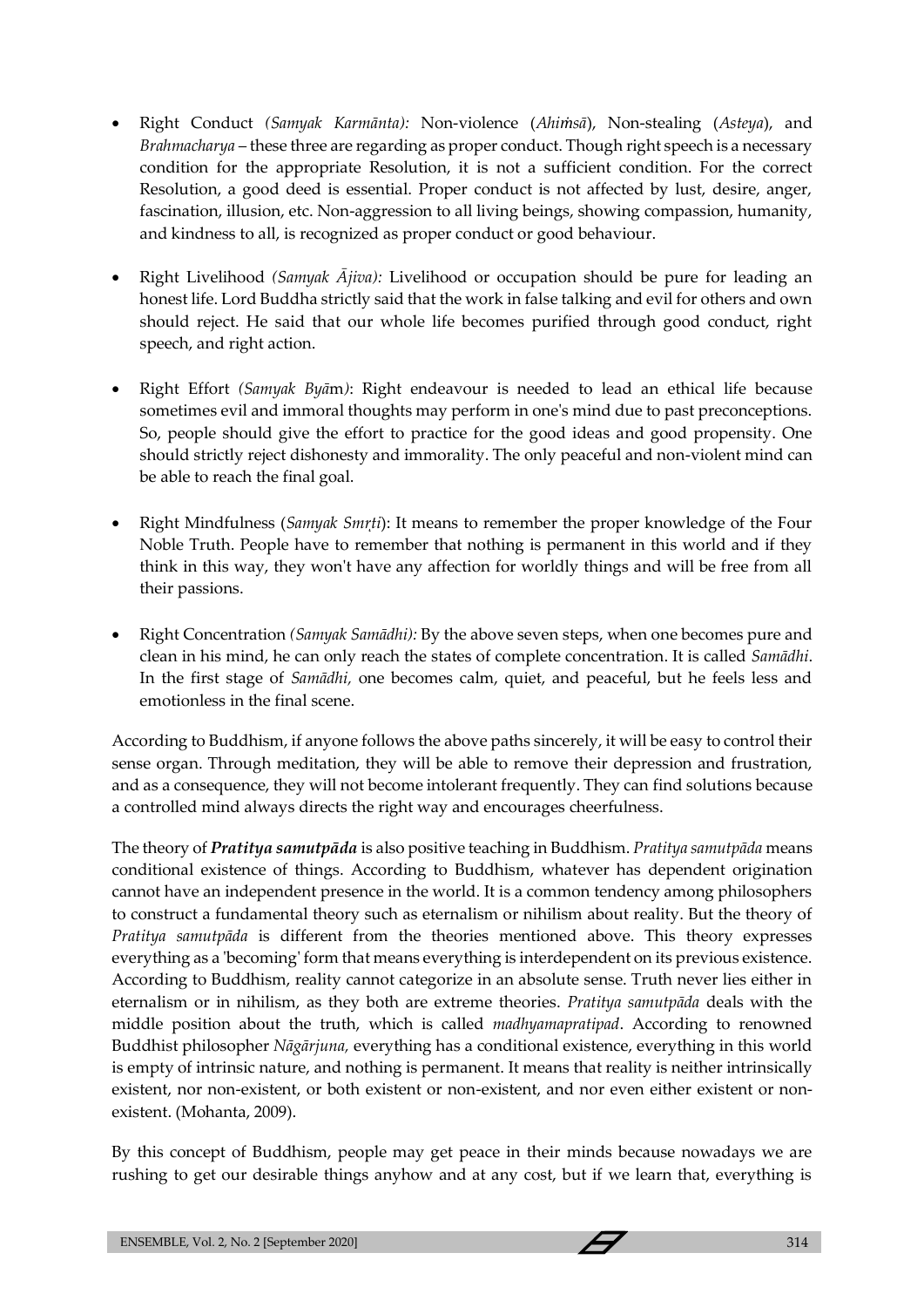- Right Conduct *(Samyak Karmānta):* Non-violence (*Ahiṁsā*), Non-stealing (*Asteya*), and *Brahmacharya* – these three are regarding as proper conduct. Though right speech is a necessary condition for the appropriate Resolution, it is not a sufficient condition. For the correct Resolution, a good deed is essential. Proper conduct is not affected by lust, desire, anger, fascination, illusion, etc. Non-aggression to all living beings, showing compassion, humanity, and kindness to all, is recognized as proper conduct or good behaviour.

- Right Livelihood *(Samyak Ājiva):* Livelihood or occupation should be pure for leading an honest life. Lord Buddha strictly said that the work in false talking and evil for others and own should reject. He said that our whole life becomes purified through good conduct, right speech, and right action.

- Right Effort *(Samyak Byā*m*)*: Right endeavour is needed to lead an ethical life because sometimes evil and immoral thoughts may perform in one's mind due to past preconceptions. So, people should give the effort to practice for the good ideas and good propensity. One should strictly reject dishonesty and immorality. The only peaceful and non-violent mind can be able to reach the final goal.

- Right Mindfulness (*Samyak Smṛti*): It means to remember the proper knowledge of the Four Noble Truth. People have to remember that nothing is permanent in this world and if they think in this way, they won't have any affection for worldly things and will be free from all their passions.

- Right Concentration *(Samyak Samādhi):* By the above seven steps, when one becomes pure and clean in his mind, he can only reach the states of complete concentration. It is called *Samādhi*. In the first stage of *Samādhi,* one becomes calm, quiet, and peaceful, but he feels less and emotionless in the final scene.

According to Buddhism, if anyone follows the above paths sincerely, it will be easy to control their sense organ. Through meditation, they will be able to remove their depression and frustration, and as a consequence, they will not become intolerant frequently. They can find solutions because a controlled mind always directs the right way and encourages cheerfulness.

The theory of ***Pratitya samutpāda*** is also positive teaching in Buddhism. *Pratitya samutpāda* means conditional existence of things. According to Buddhism, whatever has dependent origination cannot have an independent presence in the world. It is a common tendency among philosophers to construct a fundamental theory such as eternalism or nihilism about reality. But the theory of *Pratitya samutpāda* is different from the theories mentioned above. This theory expresses everything as a 'becoming' form that means everything is interdependent on its previous existence. According to Buddhism, reality cannot categorize in an absolute sense. Truth never lies either in eternalism or in nihilism, as they both are extreme theories. *Pratitya samutpāda* deals with the middle position about the truth, which is called *madhyamapratipad*. According to renowned Buddhist philosopher *Nāgārjuna,* everything has a conditional existence, everything in this world is empty of intrinsic nature, and nothing is permanent. It means that reality is neither intrinsically existent, nor non-existent, or both existent or non-existent, and nor even either existent or non-existent. (Mohanta, 2009).

By this concept of Buddhism, people may get peace in their minds because nowadays we are rushing to get our desirable things anyhow and at any cost, but if we learn that, everything is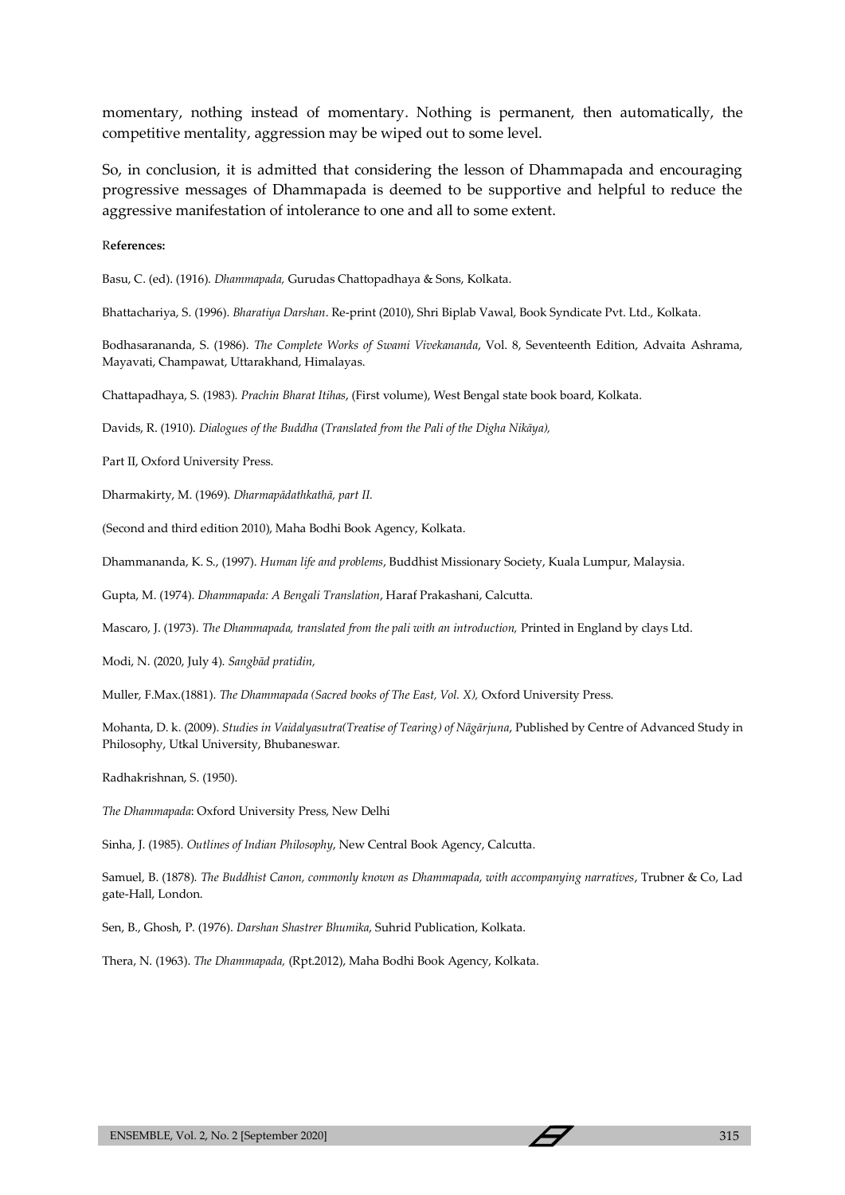momentary, nothing instead of momentary. Nothing is permanent, then automatically, the competitive mentality, aggression may be wiped out to some level.

So, in conclusion, it is admitted that considering the lesson of Dhammapada and encouraging progressive messages of Dhammapada is deemed to be supportive and helpful to reduce the aggressive manifestation of intolerance to one and all to some extent.

**References:**

Basu, C. (ed). (1916). *Dhammapada,* Gurudas Chattopadhaya & Sons, Kolkata.

Bhattachariya, S. (1996). *Bharatiya Darshan*. Re-print (2010), Shri Biplab Vawal, Book Syndicate Pvt. Ltd., Kolkata.

Bodhasarananda, S. (1986). *The Complete Works of Swami Vivekananda*, Vol. 8, Seventeenth Edition, Advaita Ashrama, Mayavati, Champawat, Uttarakhand, Himalayas.

Chattapadhaya, S. (1983). *Prachin Bharat Itihas*, (First volume), West Bengal state book board, Kolkata.

Davids, R. (1910). *Dialogues of the Buddha* (*Translated from the Pali of the Digha Nikāya),*

Part II, Oxford University Press.

Dharmakirty, M. (1969). *Dharmapādathkathā, part II.*

(Second and third edition 2010), Maha Bodhi Book Agency, Kolkata.

Dhammananda, K. S., (1997). *Human life and problems*, Buddhist Missionary Society, Kuala Lumpur, Malaysia.

Gupta, M. (1974). *Dhammapada: A Bengali Translation*, Haraf Prakashani, Calcutta.

Mascaro, J. (1973). *The Dhammapada, translated from the pali with an introduction,* Printed in England by clays Ltd.

Modi, N. (2020, July 4). *Sangbād pratidin,*

Muller, F.Max.(1881). *The Dhammapada (Sacred books of The East, Vol. X),* Oxford University Press.

Mohanta, D. k. (2009). *Studies in Vaidalyasutra(Treatise of Tearing) of Nāgārjuna*, Published by Centre of Advanced Study in Philosophy, Utkal University, Bhubaneswar.

Radhakrishnan, S. (1950).

*The Dhammapada*: Oxford University Press, New Delhi

Sinha, J. (1985). *Outlines of Indian Philosophy*, New Central Book Agency, Calcutta.

Samuel, B. (1878). *The Buddhist Canon, commonly known as Dhammapada, with accompanying narratives*, Trubner & Co, Lad gate-Hall, London.

Sen, B., Ghosh, P. (1976). *Darshan Shastrer Bhumika*, Suhrid Publication, Kolkata.

Thera, N. (1963). *The Dhammapada,* (Rpt.2012), Maha Bodhi Book Agency, Kolkata.